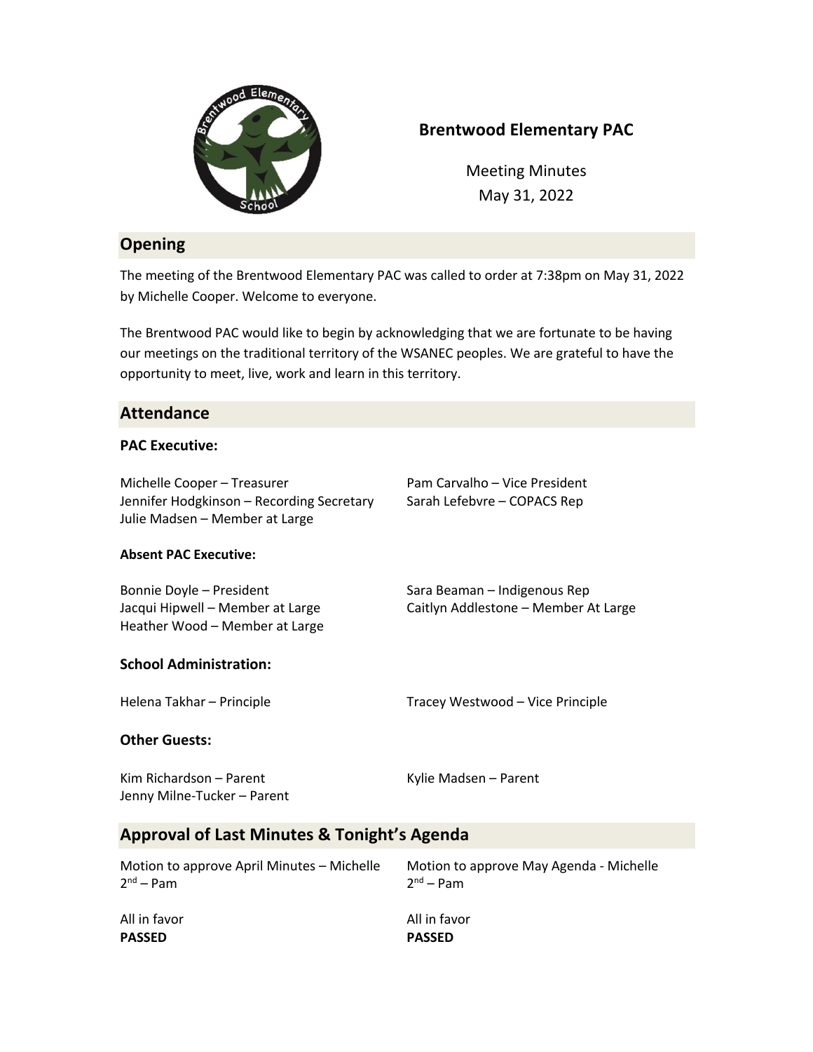# Brentwood Elementary PAC

Meeting Minutes
May 31, 2022

## Opening

The meeting of the Brentwood Elementary PAC was called to order at 7:38pm on May 31, 2022 by Michelle Cooper. Welcome to everyone.

The Brentwood PAC would like to begin by acknowledging that we are fortunate to be having our meetings on the traditional territory of the WSANEC peoples. We are grateful to have the opportunity to meet, live, work and learn in this territory.

## Attendance

### PAC Executive:

Michelle Cooper – Treasurer
Jennifer Hodgkinson – Recording Secretary
Julie Madsen – Member at Large
Pam Carvalho – Vice President
Sarah Lefebvre – COPACS Rep

**Absent PAC Executive:**

Bonnie Doyle – President
Jacqui Hipwell – Member at Large
Heather Wood – Member at Large
Sara Beaman – Indigenous Rep
Caitlyn Addlestone – Member At Large

### School Administration:

Helena Takhar – Principle
Tracey Westwood – Vice Principle

### Other Guests:

Kim Richardson – Parent
Jenny Milne-Tucker – Parent
Kylie Madsen – Parent

## Approval of Last Minutes & Tonight's Agenda

Motion to approve April Minutes – Michelle
2nd – Pam

All in favor
**PASSED**

Motion to approve May Agenda - Michelle
2nd – Pam

All in favor
**PASSED**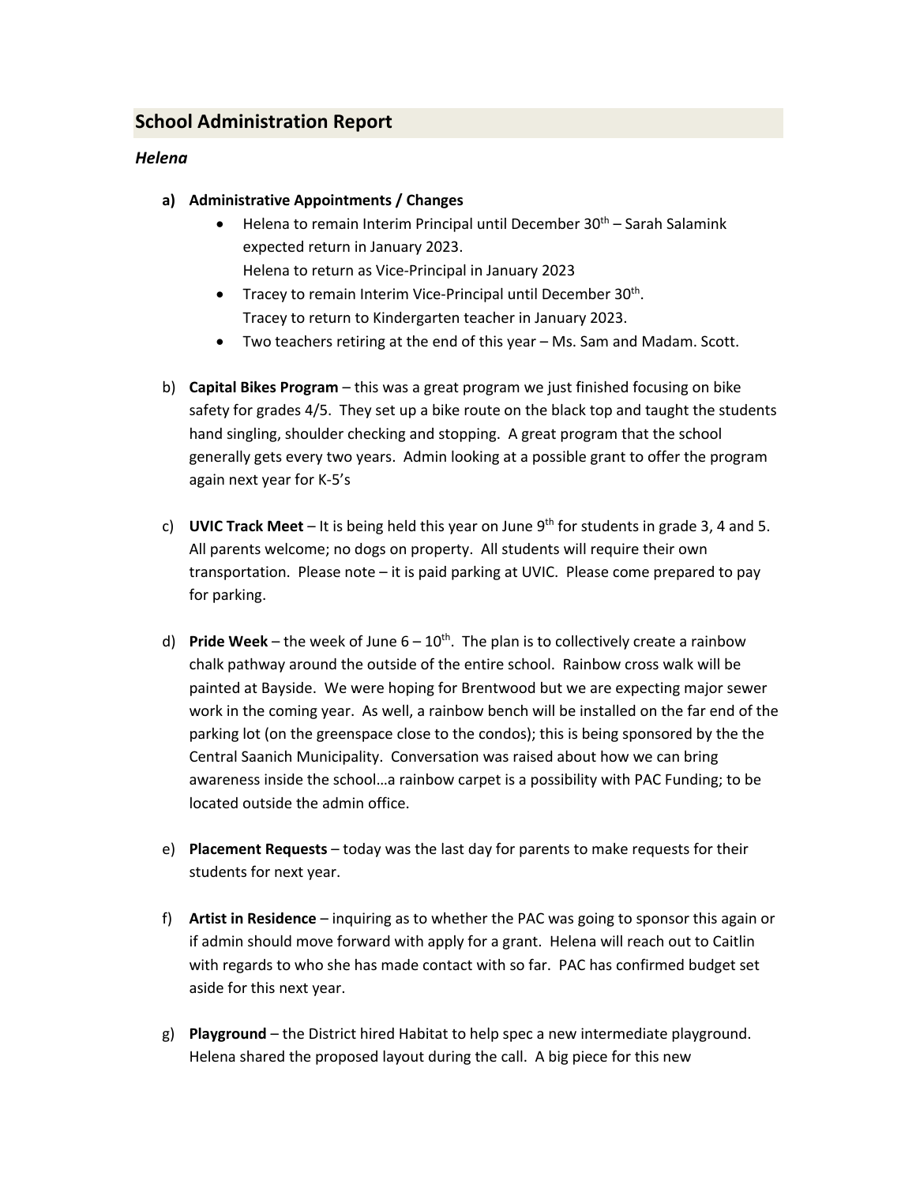## School Administration Report

### *Helena*

**a) Administrative Appointments / Changes**

- Helena to remain Interim Principal until December 30th – Sarah Salamink expected return in January 2023.
  Helena to return as Vice-Principal in January 2023
- Tracey to remain Interim Vice-Principal until December 30th.
  Tracey to return to Kindergarten teacher in January 2023.
- Two teachers retiring at the end of this year – Ms. Sam and Madam. Scott.

b) **Capital Bikes Program** – this was a great program we just finished focusing on bike safety for grades 4/5. They set up a bike route on the black top and taught the students hand singling, shoulder checking and stopping. A great program that the school generally gets every two years. Admin looking at a possible grant to offer the program again next year for K-5's

c) **UVIC Track Meet** – It is being held this year on June 9th for students in grade 3, 4 and 5. All parents welcome; no dogs on property. All students will require their own transportation. Please note – it is paid parking at UVIC. Please come prepared to pay for parking.

d) **Pride Week** – the week of June 6 – 10th. The plan is to collectively create a rainbow chalk pathway around the outside of the entire school. Rainbow cross walk will be painted at Bayside. We were hoping for Brentwood but we are expecting major sewer work in the coming year. As well, a rainbow bench will be installed on the far end of the parking lot (on the greenspace close to the condos); this is being sponsored by the the Central Saanich Municipality. Conversation was raised about how we can bring awareness inside the school…a rainbow carpet is a possibility with PAC Funding; to be located outside the admin office.

e) **Placement Requests** – today was the last day for parents to make requests for their students for next year.

f) **Artist in Residence** – inquiring as to whether the PAC was going to sponsor this again or if admin should move forward with apply for a grant. Helena will reach out to Caitlin with regards to who she has made contact with so far. PAC has confirmed budget set aside for this next year.

g) **Playground** – the District hired Habitat to help spec a new intermediate playground. Helena shared the proposed layout during the call. A big piece for this new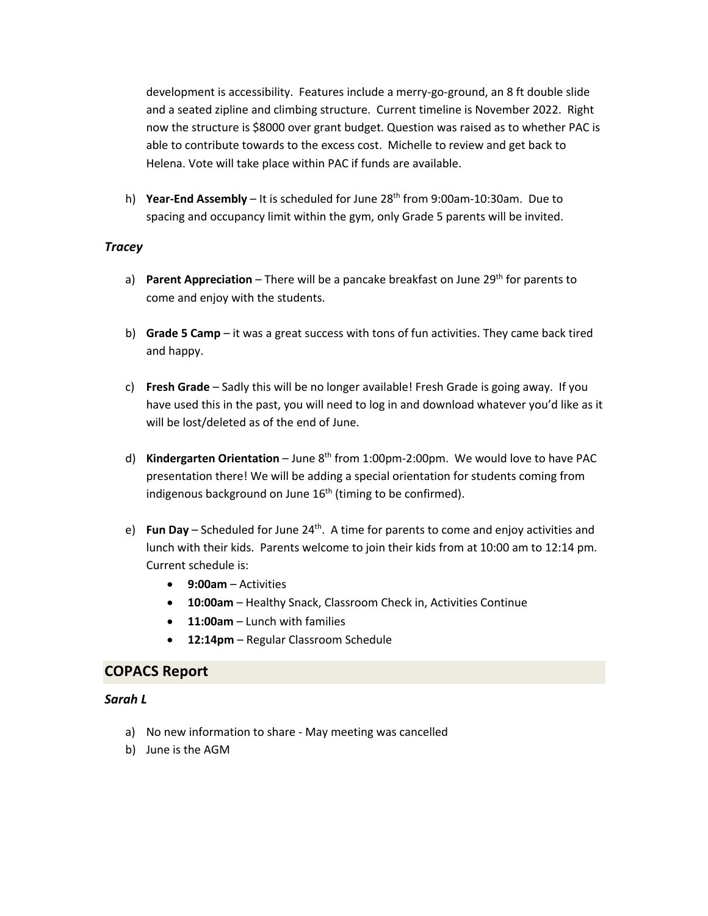development is accessibility. Features include a merry-go-ground, an 8 ft double slide and a seated zipline and climbing structure. Current timeline is November 2022. Right now the structure is $8000 over grant budget. Question was raised as to whether PAC is able to contribute towards to the excess cost. Michelle to review and get back to Helena. Vote will take place within PAC if funds are available.

h) **Year-End Assembly** – It is scheduled for June 28th from 9:00am-10:30am. Due to spacing and occupancy limit within the gym, only Grade 5 parents will be invited.

### *Tracey*

a) **Parent Appreciation** – There will be a pancake breakfast on June 29th for parents to come and enjoy with the students.

b) **Grade 5 Camp** – it was a great success with tons of fun activities. They came back tired and happy.

c) **Fresh Grade** – Sadly this will be no longer available! Fresh Grade is going away. If you have used this in the past, you will need to log in and download whatever you'd like as it will be lost/deleted as of the end of June.

d) **Kindergarten Orientation** – June 8th from 1:00pm-2:00pm. We would love to have PAC presentation there! We will be adding a special orientation for students coming from indigenous background on June 16th (timing to be confirmed).

e) **Fun Day** – Scheduled for June 24th. A time for parents to come and enjoy activities and lunch with their kids. Parents welcome to join their kids from at 10:00 am to 12:14 pm. Current schedule is:
   - **9:00am** – Activities
   - **10:00am** – Healthy Snack, Classroom Check in, Activities Continue
   - **11:00am** – Lunch with families
   - **12:14pm** – Regular Classroom Schedule

## COPACS Report

### *Sarah L*

a) No new information to share - May meeting was cancelled
b) June is the AGM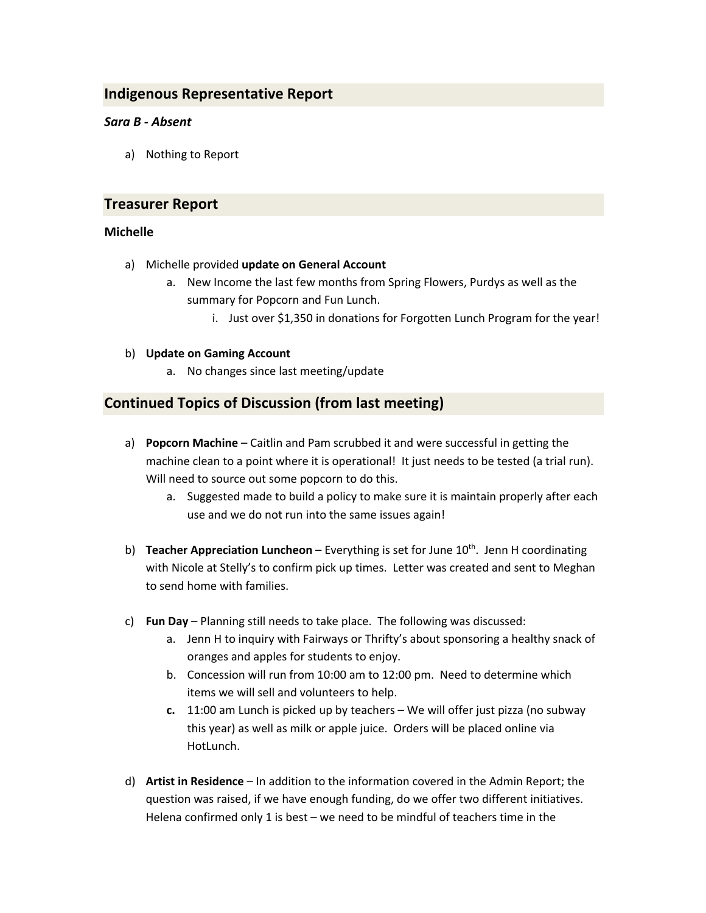## Indigenous Representative Report

***Sara B - Absent***

a) Nothing to Report

## Treasurer Report

### Michelle

a) Michelle provided **update on General Account**
   a. New Income the last few months from Spring Flowers, Purdys as well as the summary for Popcorn and Fun Lunch.
      i. Just over $1,350 in donations for Forgotten Lunch Program for the year!

b) **Update on Gaming Account**
   a. No changes since last meeting/update

## Continued Topics of Discussion (from last meeting)

a) **Popcorn Machine** – Caitlin and Pam scrubbed it and were successful in getting the machine clean to a point where it is operational! It just needs to be tested (a trial run). Will need to source out some popcorn to do this.
   a. Suggested made to build a policy to make sure it is maintain properly after each use and we do not run into the same issues again!

b) **Teacher Appreciation Luncheon** – Everything is set for June 10th. Jenn H coordinating with Nicole at Stelly's to confirm pick up times. Letter was created and sent to Meghan to send home with families.

c) **Fun Day** – Planning still needs to take place. The following was discussed:
   a. Jenn H to inquiry with Fairways or Thrifty's about sponsoring a healthy snack of oranges and apples for students to enjoy.
   b. Concession will run from 10:00 am to 12:00 pm. Need to determine which items we will sell and volunteers to help.
   **c.** 11:00 am Lunch is picked up by teachers – We will offer just pizza (no subway this year) as well as milk or apple juice. Orders will be placed online via HotLunch.

d) **Artist in Residence** – In addition to the information covered in the Admin Report; the question was raised, if we have enough funding, do we offer two different initiatives. Helena confirmed only 1 is best – we need to be mindful of teachers time in the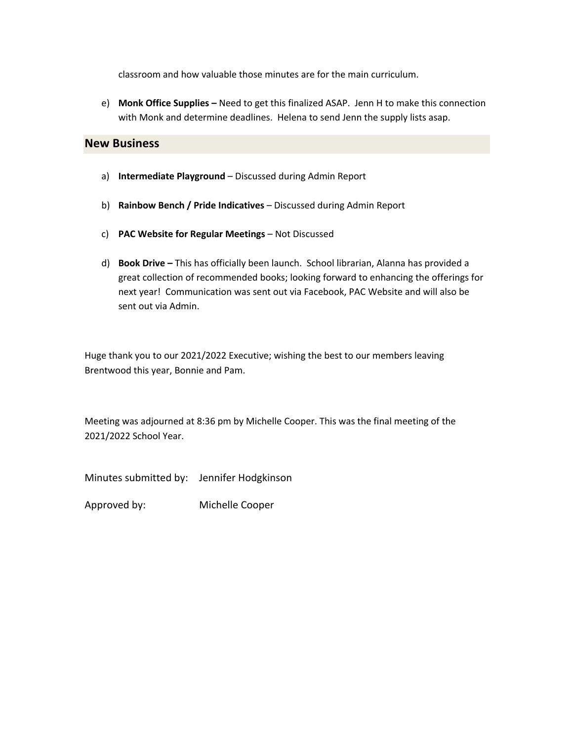classroom and how valuable those minutes are for the main curriculum.

e) **Monk Office Supplies –** Need to get this finalized ASAP. Jenn H to make this connection with Monk and determine deadlines. Helena to send Jenn the supply lists asap.

## New Business

a) **Intermediate Playground** – Discussed during Admin Report

b) **Rainbow Bench / Pride Indicatives** – Discussed during Admin Report

c) **PAC Website for Regular Meetings** – Not Discussed

d) **Book Drive –** This has officially been launch. School librarian, Alanna has provided a great collection of recommended books; looking forward to enhancing the offerings for next year! Communication was sent out via Facebook, PAC Website and will also be sent out via Admin.

Huge thank you to our 2021/2022 Executive; wishing the best to our members leaving Brentwood this year, Bonnie and Pam.

Meeting was adjourned at 8:36 pm by Michelle Cooper. This was the final meeting of the 2021/2022 School Year.

Minutes submitted by: Jennifer Hodgkinson

Approved by: Michelle Cooper